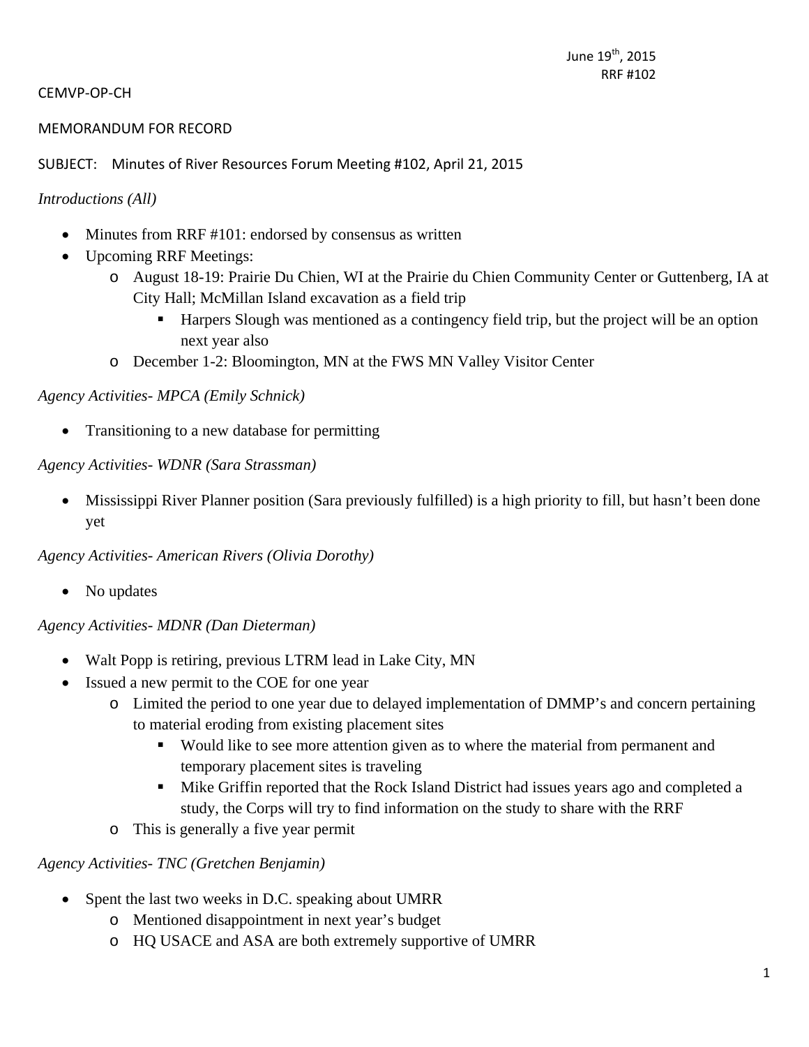June 19th, 2015
RRF #102

CEMVP-OP-CH

MEMORANDUM FOR RECORD

SUBJECT: Minutes of River Resources Forum Meeting #102, April 21, 2015

*Introductions (All)*

- Minutes from RRF #101: endorsed by consensus as written
- Upcoming RRF Meetings:
  - August 18-19: Prairie Du Chien, WI at the Prairie du Chien Community Center or Guttenberg, IA at City Hall; McMillan Island excavation as a field trip
    - Harpers Slough was mentioned as a contingency field trip, but the project will be an option next year also
  - December 1-2: Bloomington, MN at the FWS MN Valley Visitor Center

*Agency Activities- MPCA (Emily Schnick)*

- Transitioning to a new database for permitting

*Agency Activities- WDNR (Sara Strassman)*

- Mississippi River Planner position (Sara previously fulfilled) is a high priority to fill, but hasn't been done yet

*Agency Activities- American Rivers (Olivia Dorothy)*

- No updates

*Agency Activities- MDNR (Dan Dieterman)*

- Walt Popp is retiring, previous LTRM lead in Lake City, MN
- Issued a new permit to the COE for one year
  - Limited the period to one year due to delayed implementation of DMMP's and concern pertaining to material eroding from existing placement sites
    - Would like to see more attention given as to where the material from permanent and temporary placement sites is traveling
    - Mike Griffin reported that the Rock Island District had issues years ago and completed a study, the Corps will try to find information on the study to share with the RRF
  - This is generally a five year permit

*Agency Activities- TNC (Gretchen Benjamin)*

- Spent the last two weeks in D.C. speaking about UMRR
  - Mentioned disappointment in next year's budget
  - HQ USACE and ASA are both extremely supportive of UMRR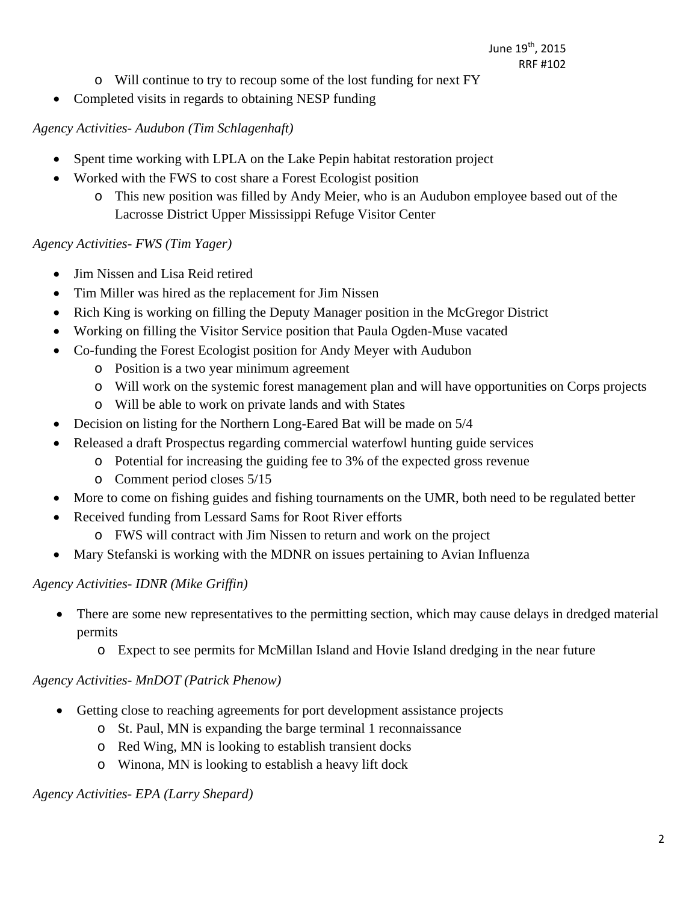- Will continue to try to recoup some of the lost funding for next FY
- Completed visits in regards to obtaining NESP funding

*Agency Activities- Audubon (Tim Schlagenhaft)*

- Spent time working with LPLA on the Lake Pepin habitat restoration project
- Worked with the FWS to cost share a Forest Ecologist position
  - This new position was filled by Andy Meier, who is an Audubon employee based out of the Lacrosse District Upper Mississippi Refuge Visitor Center

*Agency Activities- FWS (Tim Yager)*

- Jim Nissen and Lisa Reid retired
- Tim Miller was hired as the replacement for Jim Nissen
- Rich King is working on filling the Deputy Manager position in the McGregor District
- Working on filling the Visitor Service position that Paula Ogden-Muse vacated
- Co-funding the Forest Ecologist position for Andy Meyer with Audubon
  - Position is a two year minimum agreement
  - Will work on the systemic forest management plan and will have opportunities on Corps projects
  - Will be able to work on private lands and with States
- Decision on listing for the Northern Long-Eared Bat will be made on 5/4
- Released a draft Prospectus regarding commercial waterfowl hunting guide services
  - Potential for increasing the guiding fee to 3% of the expected gross revenue
  - Comment period closes 5/15
- More to come on fishing guides and fishing tournaments on the UMR, both need to be regulated better
- Received funding from Lessard Sams for Root River efforts
  - FWS will contract with Jim Nissen to return and work on the project
- Mary Stefanski is working with the MDNR on issues pertaining to Avian Influenza

*Agency Activities- IDNR (Mike Griffin)*

- There are some new representatives to the permitting section, which may cause delays in dredged material permits
  - Expect to see permits for McMillan Island and Hovie Island dredging in the near future

*Agency Activities- MnDOT (Patrick Phenow)*

- Getting close to reaching agreements for port development assistance projects
  - St. Paul, MN is expanding the barge terminal 1 reconnaissance
  - Red Wing, MN is looking to establish transient docks
  - Winona, MN is looking to establish a heavy lift dock

*Agency Activities- EPA (Larry Shepard)*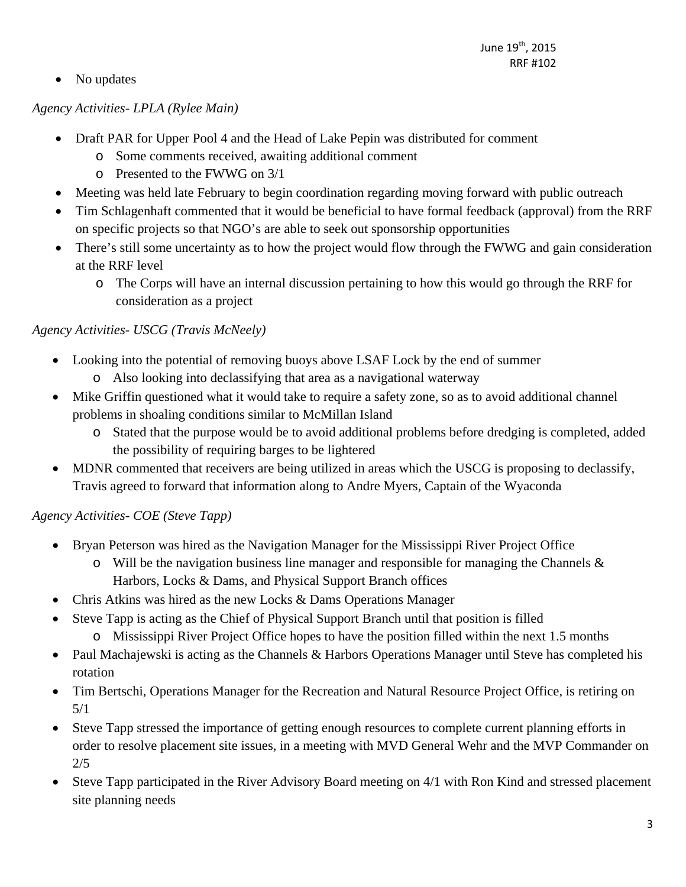- No updates

*Agency Activities- LPLA (Rylee Main)*

- Draft PAR for Upper Pool 4 and the Head of Lake Pepin was distributed for comment
  - Some comments received, awaiting additional comment
  - Presented to the FWWG on 3/1
- Meeting was held late February to begin coordination regarding moving forward with public outreach
- Tim Schlagenhaft commented that it would be beneficial to have formal feedback (approval) from the RRF on specific projects so that NGO's are able to seek out sponsorship opportunities
- There's still some uncertainty as to how the project would flow through the FWWG and gain consideration at the RRF level
  - The Corps will have an internal discussion pertaining to how this would go through the RRF for consideration as a project

*Agency Activities- USCG (Travis McNeely)*

- Looking into the potential of removing buoys above LSAF Lock by the end of summer
  - Also looking into declassifying that area as a navigational waterway
- Mike Griffin questioned what it would take to require a safety zone, so as to avoid additional channel problems in shoaling conditions similar to McMillan Island
  - Stated that the purpose would be to avoid additional problems before dredging is completed, added the possibility of requiring barges to be lightered
- MDNR commented that receivers are being utilized in areas which the USCG is proposing to declassify, Travis agreed to forward that information along to Andre Myers, Captain of the Wyaconda

*Agency Activities- COE (Steve Tapp)*

- Bryan Peterson was hired as the Navigation Manager for the Mississippi River Project Office
  - Will be the navigation business line manager and responsible for managing the Channels & Harbors, Locks & Dams, and Physical Support Branch offices
- Chris Atkins was hired as the new Locks & Dams Operations Manager
- Steve Tapp is acting as the Chief of Physical Support Branch until that position is filled
  - Mississippi River Project Office hopes to have the position filled within the next 1.5 months
- Paul Machajewski is acting as the Channels & Harbors Operations Manager until Steve has completed his rotation
- Tim Bertschi, Operations Manager for the Recreation and Natural Resource Project Office, is retiring on 5/1
- Steve Tapp stressed the importance of getting enough resources to complete current planning efforts in order to resolve placement site issues, in a meeting with MVD General Wehr and the MVP Commander on 2/5
- Steve Tapp participated in the River Advisory Board meeting on 4/1 with Ron Kind and stressed placement site planning needs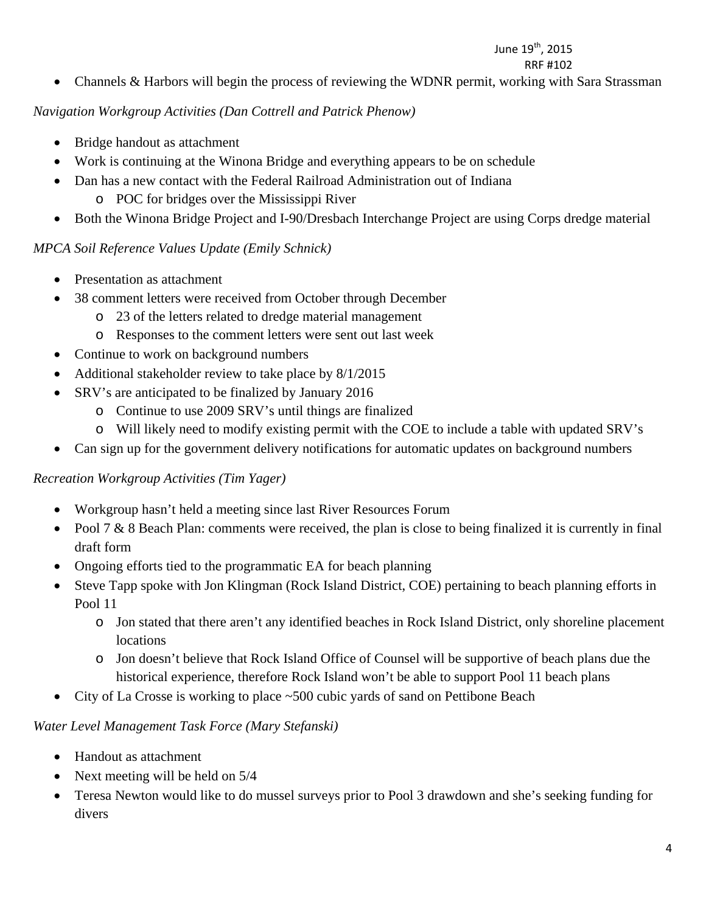- Channels & Harbors will begin the process of reviewing the WDNR permit, working with Sara Strassman

*Navigation Workgroup Activities (Dan Cottrell and Patrick Phenow)*

- Bridge handout as attachment
- Work is continuing at the Winona Bridge and everything appears to be on schedule
- Dan has a new contact with the Federal Railroad Administration out of Indiana
    - POC for bridges over the Mississippi River
- Both the Winona Bridge Project and I-90/Dresbach Interchange Project are using Corps dredge material

*MPCA Soil Reference Values Update (Emily Schnick)*

- Presentation as attachment
- 38 comment letters were received from October through December
    - 23 of the letters related to dredge material management
    - Responses to the comment letters were sent out last week
- Continue to work on background numbers
- Additional stakeholder review to take place by 8/1/2015
- SRV's are anticipated to be finalized by January 2016
    - Continue to use 2009 SRV's until things are finalized
    - Will likely need to modify existing permit with the COE to include a table with updated SRV's
- Can sign up for the government delivery notifications for automatic updates on background numbers

*Recreation Workgroup Activities (Tim Yager)*

- Workgroup hasn't held a meeting since last River Resources Forum
- Pool 7 & 8 Beach Plan: comments were received, the plan is close to being finalized it is currently in final draft form
- Ongoing efforts tied to the programmatic EA for beach planning
- Steve Tapp spoke with Jon Klingman (Rock Island District, COE) pertaining to beach planning efforts in Pool 11
    - Jon stated that there aren't any identified beaches in Rock Island District, only shoreline placement locations
    - Jon doesn't believe that Rock Island Office of Counsel will be supportive of beach plans due the historical experience, therefore Rock Island won't be able to support Pool 11 beach plans
- City of La Crosse is working to place ~500 cubic yards of sand on Pettibone Beach

*Water Level Management Task Force (Mary Stefanski)*

- Handout as attachment
- Next meeting will be held on 5/4
- Teresa Newton would like to do mussel surveys prior to Pool 3 drawdown and she's seeking funding for divers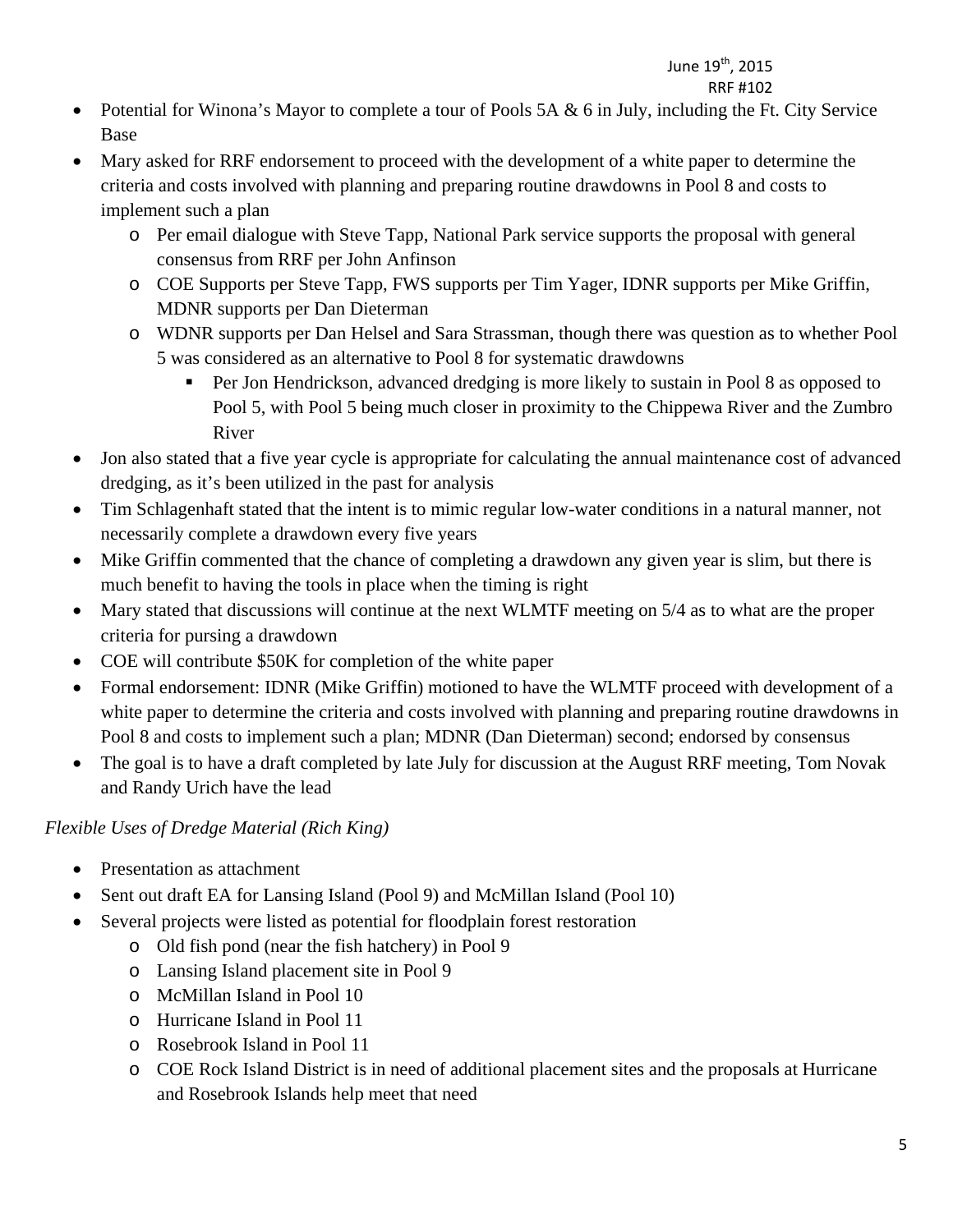- Potential for Winona's Mayor to complete a tour of Pools 5A & 6 in July, including the Ft. City Service Base
- Mary asked for RRF endorsement to proceed with the development of a white paper to determine the criteria and costs involved with planning and preparing routine drawdowns in Pool 8 and costs to implement such a plan
  - Per email dialogue with Steve Tapp, National Park service supports the proposal with general consensus from RRF per John Anfinson
  - COE Supports per Steve Tapp, FWS supports per Tim Yager, IDNR supports per Mike Griffin, MDNR supports per Dan Dieterman
  - WDNR supports per Dan Helsel and Sara Strassman, though there was question as to whether Pool 5 was considered as an alternative to Pool 8 for systematic drawdowns
    - Per Jon Hendrickson, advanced dredging is more likely to sustain in Pool 8 as opposed to Pool 5, with Pool 5 being much closer in proximity to the Chippewa River and the Zumbro River
- Jon also stated that a five year cycle is appropriate for calculating the annual maintenance cost of advanced dredging, as it's been utilized in the past for analysis
- Tim Schlagenhaft stated that the intent is to mimic regular low-water conditions in a natural manner, not necessarily complete a drawdown every five years
- Mike Griffin commented that the chance of completing a drawdown any given year is slim, but there is much benefit to having the tools in place when the timing is right
- Mary stated that discussions will continue at the next WLMTF meeting on 5/4 as to what are the proper criteria for pursing a drawdown
- COE will contribute $50K for completion of the white paper
- Formal endorsement: IDNR (Mike Griffin) motioned to have the WLMTF proceed with development of a white paper to determine the criteria and costs involved with planning and preparing routine drawdowns in Pool 8 and costs to implement such a plan; MDNR (Dan Dieterman) second; endorsed by consensus
- The goal is to have a draft completed by late July for discussion at the August RRF meeting, Tom Novak and Randy Urich have the lead

*Flexible Uses of Dredge Material (Rich King)*

- Presentation as attachment
- Sent out draft EA for Lansing Island (Pool 9) and McMillan Island (Pool 10)
- Several projects were listed as potential for floodplain forest restoration
  - Old fish pond (near the fish hatchery) in Pool 9
  - Lansing Island placement site in Pool 9
  - McMillan Island in Pool 10
  - Hurricane Island in Pool 11
  - Rosebrook Island in Pool 11
  - COE Rock Island District is in need of additional placement sites and the proposals at Hurricane and Rosebrook Islands help meet that need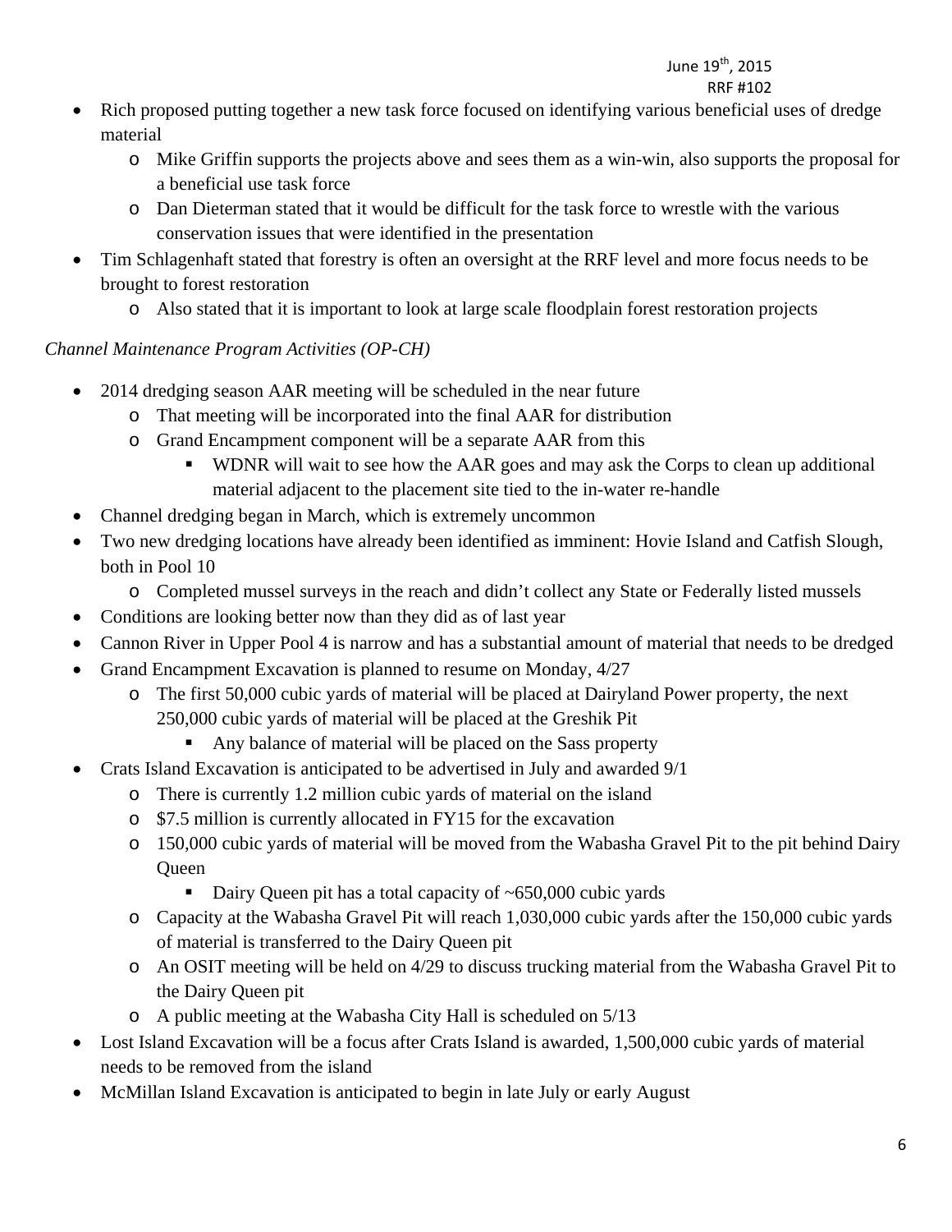- Rich proposed putting together a new task force focused on identifying various beneficial uses of dredge material
    - Mike Griffin supports the projects above and sees them as a win-win, also supports the proposal for a beneficial use task force
    - Dan Dieterman stated that it would be difficult for the task force to wrestle with the various conservation issues that were identified in the presentation
- Tim Schlagenhaft stated that forestry is often an oversight at the RRF level and more focus needs to be brought to forest restoration
    - Also stated that it is important to look at large scale floodplain forest restoration projects

*Channel Maintenance Program Activities (OP-CH)*

- 2014 dredging season AAR meeting will be scheduled in the near future
    - That meeting will be incorporated into the final AAR for distribution
    - Grand Encampment component will be a separate AAR from this
        - WDNR will wait to see how the AAR goes and may ask the Corps to clean up additional material adjacent to the placement site tied to the in-water re-handle
- Channel dredging began in March, which is extremely uncommon
- Two new dredging locations have already been identified as imminent: Hovie Island and Catfish Slough, both in Pool 10
    - Completed mussel surveys in the reach and didn't collect any State or Federally listed mussels
- Conditions are looking better now than they did as of last year
- Cannon River in Upper Pool 4 is narrow and has a substantial amount of material that needs to be dredged
- Grand Encampment Excavation is planned to resume on Monday, 4/27
    - The first 50,000 cubic yards of material will be placed at Dairyland Power property, the next 250,000 cubic yards of material will be placed at the Greshik Pit
        - Any balance of material will be placed on the Sass property
- Crats Island Excavation is anticipated to be advertised in July and awarded 9/1
    - There is currently 1.2 million cubic yards of material on the island
    - $7.5 million is currently allocated in FY15 for the excavation
    - 150,000 cubic yards of material will be moved from the Wabasha Gravel Pit to the pit behind Dairy Queen
        - Dairy Queen pit has a total capacity of ~650,000 cubic yards
    - Capacity at the Wabasha Gravel Pit will reach 1,030,000 cubic yards after the 150,000 cubic yards of material is transferred to the Dairy Queen pit
    - An OSIT meeting will be held on 4/29 to discuss trucking material from the Wabasha Gravel Pit to the Dairy Queen pit
    - A public meeting at the Wabasha City Hall is scheduled on 5/13
- Lost Island Excavation will be a focus after Crats Island is awarded, 1,500,000 cubic yards of material needs to be removed from the island
- McMillan Island Excavation is anticipated to begin in late July or early August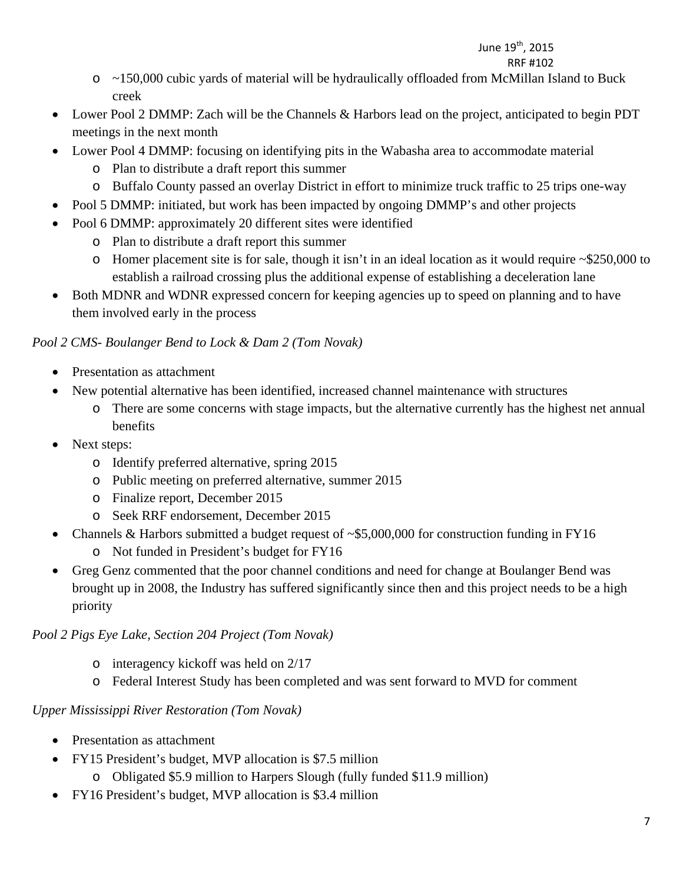- ~150,000 cubic yards of material will be hydraulically offloaded from McMillan Island to Buck creek
- Lower Pool 2 DMMP: Zach will be the Channels & Harbors lead on the project, anticipated to begin PDT meetings in the next month
- Lower Pool 4 DMMP: focusing on identifying pits in the Wabasha area to accommodate material
  - Plan to distribute a draft report this summer
  - Buffalo County passed an overlay District in effort to minimize truck traffic to 25 trips one-way
- Pool 5 DMMP: initiated, but work has been impacted by ongoing DMMP's and other projects
- Pool 6 DMMP: approximately 20 different sites were identified
  - Plan to distribute a draft report this summer
  - Homer placement site is for sale, though it isn't in an ideal location as it would require ~$250,000 to establish a railroad crossing plus the additional expense of establishing a deceleration lane
- Both MDNR and WDNR expressed concern for keeping agencies up to speed on planning and to have them involved early in the process

*Pool 2 CMS- Boulanger Bend to Lock & Dam 2 (Tom Novak)*

- Presentation as attachment
- New potential alternative has been identified, increased channel maintenance with structures
  - There are some concerns with stage impacts, but the alternative currently has the highest net annual benefits
- Next steps:
  - Identify preferred alternative, spring 2015
  - Public meeting on preferred alternative, summer 2015
  - Finalize report, December 2015
  - Seek RRF endorsement, December 2015
- Channels & Harbors submitted a budget request of ~$5,000,000 for construction funding in FY16
  - Not funded in President's budget for FY16
- Greg Genz commented that the poor channel conditions and need for change at Boulanger Bend was brought up in 2008, the Industry has suffered significantly since then and this project needs to be a high priority

*Pool 2 Pigs Eye Lake, Section 204 Project (Tom Novak)*

  - interagency kickoff was held on 2/17
  - Federal Interest Study has been completed and was sent forward to MVD for comment

*Upper Mississippi River Restoration (Tom Novak)*

- Presentation as attachment
- FY15 President's budget, MVP allocation is $7.5 million
  - Obligated $5.9 million to Harpers Slough (fully funded $11.9 million)
- FY16 President's budget, MVP allocation is $3.4 million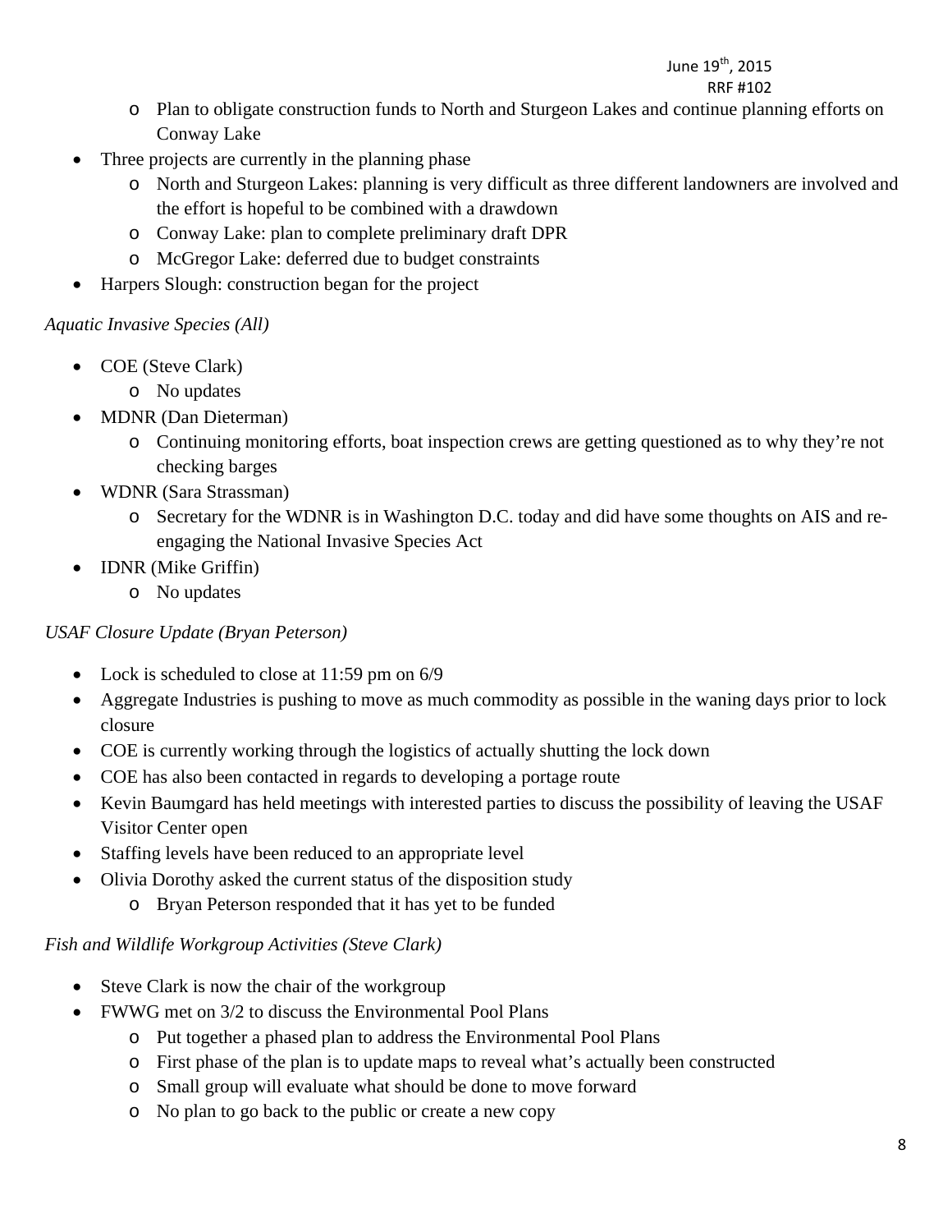- Plan to obligate construction funds to North and Sturgeon Lakes and continue planning efforts on Conway Lake
- Three projects are currently in the planning phase
  - North and Sturgeon Lakes: planning is very difficult as three different landowners are involved and the effort is hopeful to be combined with a drawdown
  - Conway Lake: plan to complete preliminary draft DPR
  - McGregor Lake: deferred due to budget constraints
- Harpers Slough: construction began for the project

*Aquatic Invasive Species (All)*

- COE (Steve Clark)
  - No updates
- MDNR (Dan Dieterman)
  - Continuing monitoring efforts, boat inspection crews are getting questioned as to why they're not checking barges
- WDNR (Sara Strassman)
  - Secretary for the WDNR is in Washington D.C. today and did have some thoughts on AIS and re-engaging the National Invasive Species Act
- IDNR (Mike Griffin)
  - No updates

*USAF Closure Update (Bryan Peterson)*

- Lock is scheduled to close at 11:59 pm on 6/9
- Aggregate Industries is pushing to move as much commodity as possible in the waning days prior to lock closure
- COE is currently working through the logistics of actually shutting the lock down
- COE has also been contacted in regards to developing a portage route
- Kevin Baumgard has held meetings with interested parties to discuss the possibility of leaving the USAF Visitor Center open
- Staffing levels have been reduced to an appropriate level
- Olivia Dorothy asked the current status of the disposition study
  - Bryan Peterson responded that it has yet to be funded

*Fish and Wildlife Workgroup Activities (Steve Clark)*

- Steve Clark is now the chair of the workgroup
- FWWG met on 3/2 to discuss the Environmental Pool Plans
  - Put together a phased plan to address the Environmental Pool Plans
  - First phase of the plan is to update maps to reveal what's actually been constructed
  - Small group will evaluate what should be done to move forward
  - No plan to go back to the public or create a new copy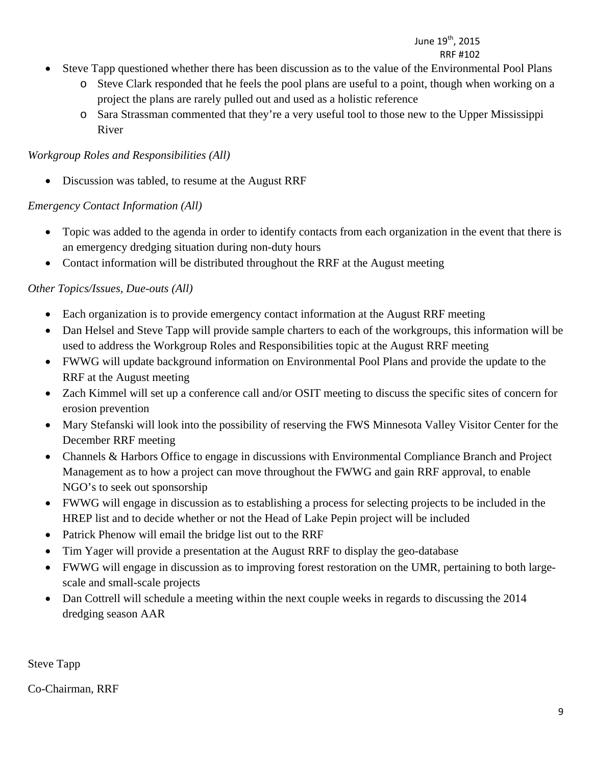- Steve Tapp questioned whether there has been discussion as to the value of the Environmental Pool Plans
    - Steve Clark responded that he feels the pool plans are useful to a point, though when working on a project the plans are rarely pulled out and used as a holistic reference
    - Sara Strassman commented that they're a very useful tool to those new to the Upper Mississippi River

*Workgroup Roles and Responsibilities (All)*

- Discussion was tabled, to resume at the August RRF

*Emergency Contact Information (All)*

- Topic was added to the agenda in order to identify contacts from each organization in the event that there is an emergency dredging situation during non-duty hours
- Contact information will be distributed throughout the RRF at the August meeting

*Other Topics/Issues, Due-outs (All)*

- Each organization is to provide emergency contact information at the August RRF meeting
- Dan Helsel and Steve Tapp will provide sample charters to each of the workgroups, this information will be used to address the Workgroup Roles and Responsibilities topic at the August RRF meeting
- FWWG will update background information on Environmental Pool Plans and provide the update to the RRF at the August meeting
- Zach Kimmel will set up a conference call and/or OSIT meeting to discuss the specific sites of concern for erosion prevention
- Mary Stefanski will look into the possibility of reserving the FWS Minnesota Valley Visitor Center for the December RRF meeting
- Channels & Harbors Office to engage in discussions with Environmental Compliance Branch and Project Management as to how a project can move throughout the FWWG and gain RRF approval, to enable NGO's to seek out sponsorship
- FWWG will engage in discussion as to establishing a process for selecting projects to be included in the HREP list and to decide whether or not the Head of Lake Pepin project will be included
- Patrick Phenow will email the bridge list out to the RRF
- Tim Yager will provide a presentation at the August RRF to display the geo-database
- FWWG will engage in discussion as to improving forest restoration on the UMR, pertaining to both large-scale and small-scale projects
- Dan Cottrell will schedule a meeting within the next couple weeks in regards to discussing the 2014 dredging season AAR

Steve Tapp

Co-Chairman, RRF